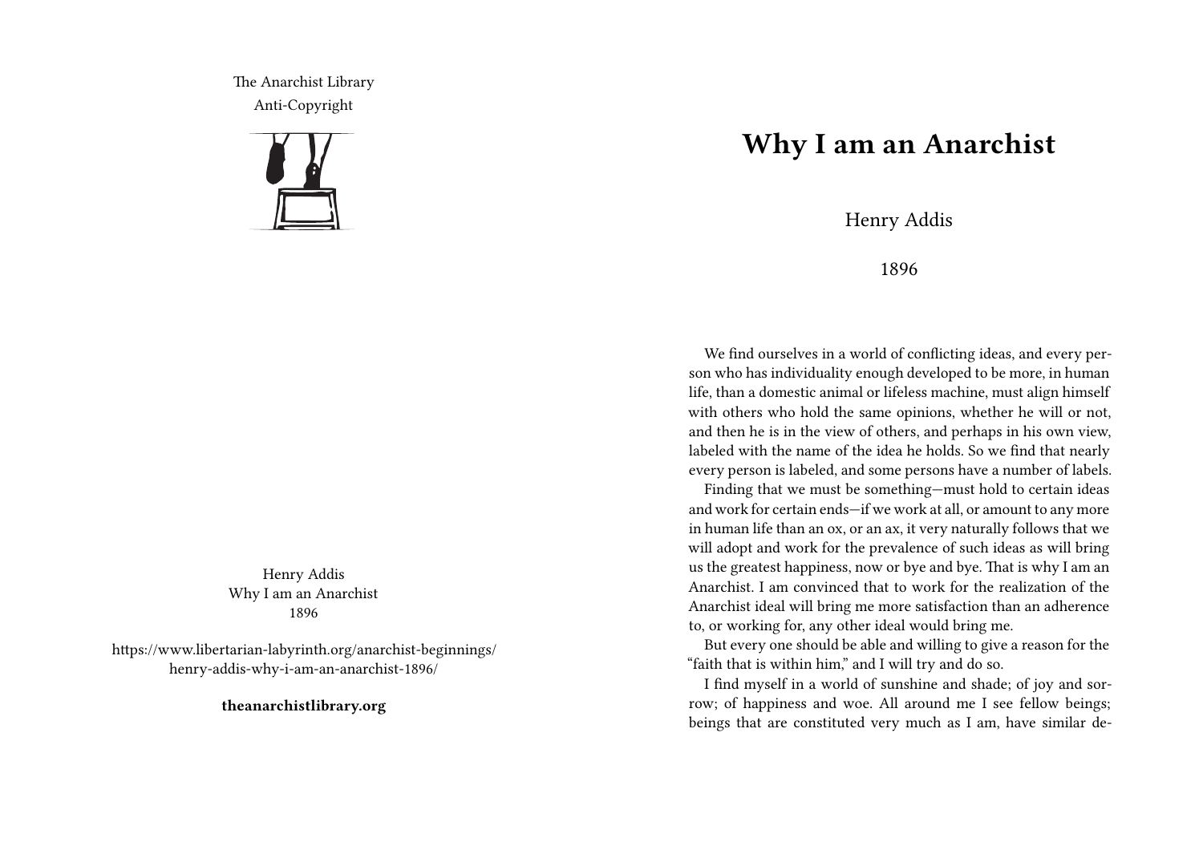The Anarchist Library
Anti-Copyright

Henry Addis
Why I am an Anarchist
1896

https://www.libertarian-labyrinth.org/anarchist-beginnings/henry-addis-why-i-am-an-anarchist-1896/

**theanarchistlibrary.org**

# Why I am an Anarchist

Henry Addis

1896

We find ourselves in a world of conflicting ideas, and every person who has individuality enough developed to be more, in human life, than a domestic animal or lifeless machine, must align himself with others who hold the same opinions, whether he will or not, and then he is in the view of others, and perhaps in his own view, labeled with the name of the idea he holds. So we find that nearly every person is labeled, and some persons have a number of labels.

Finding that we must be something—must hold to certain ideas and work for certain ends—if we work at all, or amount to any more in human life than an ox, or an ax, it very naturally follows that we will adopt and work for the prevalence of such ideas as will bring us the greatest happiness, now or bye and bye. That is why I am an Anarchist. I am convinced that to work for the realization of the Anarchist ideal will bring me more satisfaction than an adherence to, or working for, any other ideal would bring me.

But every one should be able and willing to give a reason for the "faith that is within him," and I will try and do so.

I find myself in a world of sunshine and shade; of joy and sorrow; of happiness and woe. All around me I see fellow beings; beings that are constituted very much as I am, have similar de-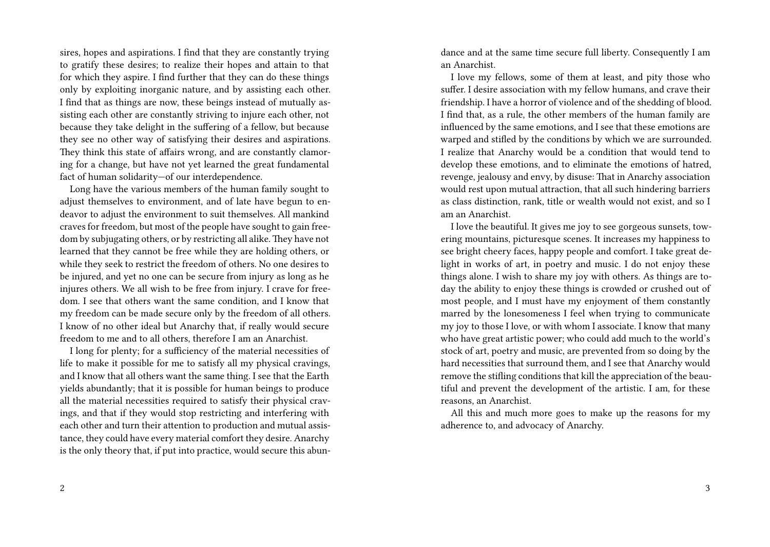sires, hopes and aspirations. I find that they are constantly trying to gratify these desires; to realize their hopes and attain to that for which they aspire. I find further that they can do these things only by exploiting inorganic nature, and by assisting each other. I find that as things are now, these beings instead of mutually assisting each other are constantly striving to injure each other, not because they take delight in the suffering of a fellow, but because they see no other way of satisfying their desires and aspirations. They think this state of affairs wrong, and are constantly clamoring for a change, but have not yet learned the great fundamental fact of human solidarity—of our interdependence.

Long have the various members of the human family sought to adjust themselves to environment, and of late have begun to endeavor to adjust the environment to suit themselves. All mankind craves for freedom, but most of the people have sought to gain freedom by subjugating others, or by restricting all alike. They have not learned that they cannot be free while they are holding others, or while they seek to restrict the freedom of others. No one desires to be injured, and yet no one can be secure from injury as long as he injures others. We all wish to be free from injury. I crave for freedom. I see that others want the same condition, and I know that my freedom can be made secure only by the freedom of all others. I know of no other ideal but Anarchy that, if really would secure freedom to me and to all others, therefore I am an Anarchist.

I long for plenty; for a sufficiency of the material necessities of life to make it possible for me to satisfy all my physical cravings, and I know that all others want the same thing. I see that the Earth yields abundantly; that it is possible for human beings to produce all the material necessities required to satisfy their physical cravings, and that if they would stop restricting and interfering with each other and turn their attention to production and mutual assistance, they could have every material comfort they desire. Anarchy is the only theory that, if put into practice, would secure this abundance and at the same time secure full liberty. Consequently I am an Anarchist.

I love my fellows, some of them at least, and pity those who suffer. I desire association with my fellow humans, and crave their friendship. I have a horror of violence and of the shedding of blood. I find that, as a rule, the other members of the human family are influenced by the same emotions, and I see that these emotions are warped and stifled by the conditions by which we are surrounded. I realize that Anarchy would be a condition that would tend to develop these emotions, and to eliminate the emotions of hatred, revenge, jealousy and envy, by disuse: That in Anarchy association would rest upon mutual attraction, that all such hindering barriers as class distinction, rank, title or wealth would not exist, and so I am an Anarchist.

I love the beautiful. It gives me joy to see gorgeous sunsets, towering mountains, picturesque scenes. It increases my happiness to see bright cheery faces, happy people and comfort. I take great delight in works of art, in poetry and music. I do not enjoy these things alone. I wish to share my joy with others. As things are today the ability to enjoy these things is crowded or crushed out of most people, and I must have my enjoyment of them constantly marred by the lonesomeness I feel when trying to communicate my joy to those I love, or with whom I associate. I know that many who have great artistic power; who could add much to the world's stock of art, poetry and music, are prevented from so doing by the hard necessities that surround them, and I see that Anarchy would remove the stifling conditions that kill the appreciation of the beautiful and prevent the development of the artistic. I am, for these reasons, an Anarchist.

All this and much more goes to make up the reasons for my adherence to, and advocacy of Anarchy.